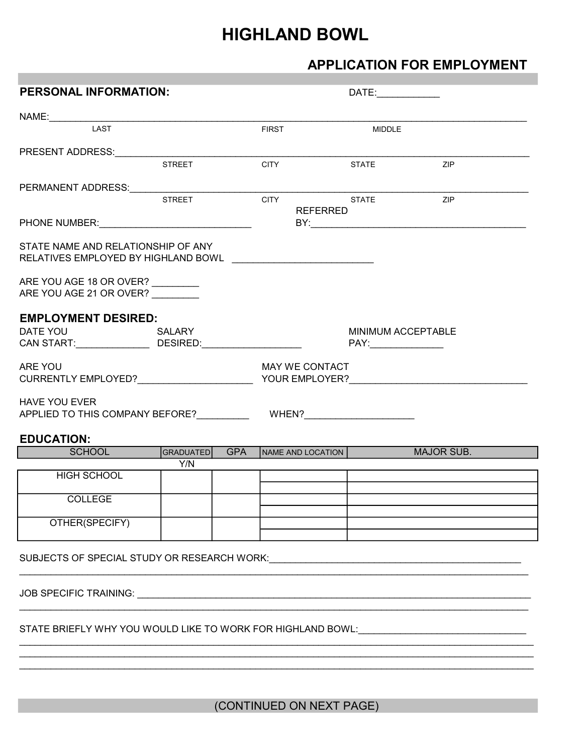# HIGHLAND BOWL

## APPLICATION FOR EMPLOYMENT

**PERSONAL INFORMATION:** DATE:___________

NAME:_____________________________________________________________________________________
LAST FIRST MIDDLE

PRESENT ADDRESS:___________________________________________________________________________
STREET CITY STATE ZIP

PERMANENT ADDRESS:_________________________________________________________________________
STREET CITY STATE ZIP

PHONE NUMBER:____________________________ REFERRED BY:_________________________________________

STATE NAME AND RELATIONSHIP OF ANY RELATIVES EMPLOYED BY HIGHLAND BOWL __________________________

ARE YOU AGE 18 OR OVER? ________
ARE YOU AGE 21 OR OVER? ________

**EMPLOYMENT DESIRED:**

DATE YOU CAN START:_____________ SALARY DESIRED:__________________ MINIMUM ACCEPTABLE PAY:_____________

ARE YOU CURRENTLY EMPLOYED?____________________ MAY WE CONTACT YOUR EMPLOYER?________________________________

HAVE YOU EVER APPLIED TO THIS COMPANY BEFORE?_________ WHEN?___________________

**EDUCATION:**

| SCHOOL | GRADUATED Y/N | GPA | NAME AND LOCATION | MAJOR SUB. |
|---|---|---|---|---|
| HIGH SCHOOL | | | | |
| COLLEGE | | | | |
| OTHER(SPECIFY) | | | | |

SUBJECTS OF SPECIAL STUDY OR RESEARCH WORK:_______________________________________________
_____________________________________________________________________________________________

JOB SPECIFIC TRAINING: ______________________________________________________________________
_____________________________________________________________________________________________

STATE BRIEFLY WHY YOU WOULD LIKE TO WORK FOR HIGHLAND BOWL:______________________________
_____________________________________________________________________________________________
_____________________________________________________________________________________________
_____________________________________________________________________________________________

(CONTINUED ON NEXT PAGE)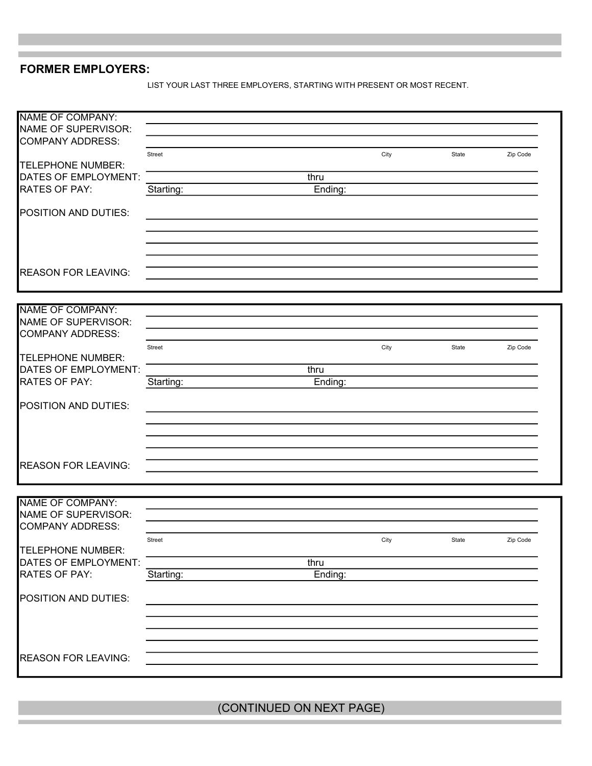## FORMER EMPLOYERS:

LIST YOUR LAST THREE EMPLOYERS, STARTING WITH PRESENT OR MOST RECENT.

NAME OF COMPANY: \_\_\_\_\_\_\_\_\_\_\_\_\_\_\_\_\_\_\_\_\_\_\_\_\_\_\_\_\_\_\_\_\_\_\_\_\_\_\_\_

NAME OF SUPERVISOR: \_\_\_\_\_\_\_\_\_\_\_\_\_\_\_\_\_\_\_\_\_\_\_\_\_\_\_\_\_\_\_\_\_\_\_\_\_\_\_\_

COMPANY ADDRESS: \_\_\_\_\_\_\_\_\_\_\_\_\_\_\_\_\_\_\_\_\_\_\_\_\_\_\_\_\_\_\_\_\_\_\_\_\_\_\_\_

Street City State Zip Code

TELEPHONE NUMBER: \_\_\_\_\_\_\_\_\_\_\_\_\_\_\_\_\_\_\_\_\_\_\_\_\_\_\_\_\_\_\_\_\_\_\_\_\_\_\_\_

DATES OF EMPLOYMENT: \_\_\_\_\_\_\_\_\_\_\_\_\_\_\_\_ thru \_\_\_\_\_\_\_\_\_\_\_\_\_\_\_\_

RATES OF PAY: Starting: \_\_\_\_\_\_\_\_\_\_\_\_\_\_\_\_ Ending: \_\_\_\_\_\_\_\_\_\_\_\_\_\_\_\_

POSITION AND DUTIES: \_\_\_\_\_\_\_\_\_\_\_\_\_\_\_\_\_\_\_\_\_\_\_\_\_\_\_\_\_\_\_\_\_\_\_\_\_\_\_\_

REASON FOR LEAVING: \_\_\_\_\_\_\_\_\_\_\_\_\_\_\_\_\_\_\_\_\_\_\_\_\_\_\_\_\_\_\_\_\_\_\_\_\_\_\_\_

---

NAME OF COMPANY: \_\_\_\_\_\_\_\_\_\_\_\_\_\_\_\_\_\_\_\_\_\_\_\_\_\_\_\_\_\_\_\_\_\_\_\_\_\_\_\_

NAME OF SUPERVISOR: \_\_\_\_\_\_\_\_\_\_\_\_\_\_\_\_\_\_\_\_\_\_\_\_\_\_\_\_\_\_\_\_\_\_\_\_\_\_\_\_

COMPANY ADDRESS: \_\_\_\_\_\_\_\_\_\_\_\_\_\_\_\_\_\_\_\_\_\_\_\_\_\_\_\_\_\_\_\_\_\_\_\_\_\_\_\_

Street City State Zip Code

TELEPHONE NUMBER: \_\_\_\_\_\_\_\_\_\_\_\_\_\_\_\_\_\_\_\_\_\_\_\_\_\_\_\_\_\_\_\_\_\_\_\_\_\_\_\_

DATES OF EMPLOYMENT: \_\_\_\_\_\_\_\_\_\_\_\_\_\_\_\_ thru \_\_\_\_\_\_\_\_\_\_\_\_\_\_\_\_

RATES OF PAY: Starting: \_\_\_\_\_\_\_\_\_\_\_\_\_\_\_\_ Ending: \_\_\_\_\_\_\_\_\_\_\_\_\_\_\_\_

POSITION AND DUTIES: \_\_\_\_\_\_\_\_\_\_\_\_\_\_\_\_\_\_\_\_\_\_\_\_\_\_\_\_\_\_\_\_\_\_\_\_\_\_\_\_

REASON FOR LEAVING: \_\_\_\_\_\_\_\_\_\_\_\_\_\_\_\_\_\_\_\_\_\_\_\_\_\_\_\_\_\_\_\_\_\_\_\_\_\_\_\_

---

NAME OF COMPANY: \_\_\_\_\_\_\_\_\_\_\_\_\_\_\_\_\_\_\_\_\_\_\_\_\_\_\_\_\_\_\_\_\_\_\_\_\_\_\_\_

NAME OF SUPERVISOR: \_\_\_\_\_\_\_\_\_\_\_\_\_\_\_\_\_\_\_\_\_\_\_\_\_\_\_\_\_\_\_\_\_\_\_\_\_\_\_\_

COMPANY ADDRESS: \_\_\_\_\_\_\_\_\_\_\_\_\_\_\_\_\_\_\_\_\_\_\_\_\_\_\_\_\_\_\_\_\_\_\_\_\_\_\_\_

Street City State Zip Code

TELEPHONE NUMBER: \_\_\_\_\_\_\_\_\_\_\_\_\_\_\_\_\_\_\_\_\_\_\_\_\_\_\_\_\_\_\_\_\_\_\_\_\_\_\_\_

DATES OF EMPLOYMENT: \_\_\_\_\_\_\_\_\_\_\_\_\_\_\_\_ thru \_\_\_\_\_\_\_\_\_\_\_\_\_\_\_\_

RATES OF PAY: Starting: \_\_\_\_\_\_\_\_\_\_\_\_\_\_\_\_ Ending: \_\_\_\_\_\_\_\_\_\_\_\_\_\_\_\_

POSITION AND DUTIES: \_\_\_\_\_\_\_\_\_\_\_\_\_\_\_\_\_\_\_\_\_\_\_\_\_\_\_\_\_\_\_\_\_\_\_\_\_\_\_\_

REASON FOR LEAVING: \_\_\_\_\_\_\_\_\_\_\_\_\_\_\_\_\_\_\_\_\_\_\_\_\_\_\_\_\_\_\_\_\_\_\_\_\_\_\_\_

(CONTINUED ON NEXT PAGE)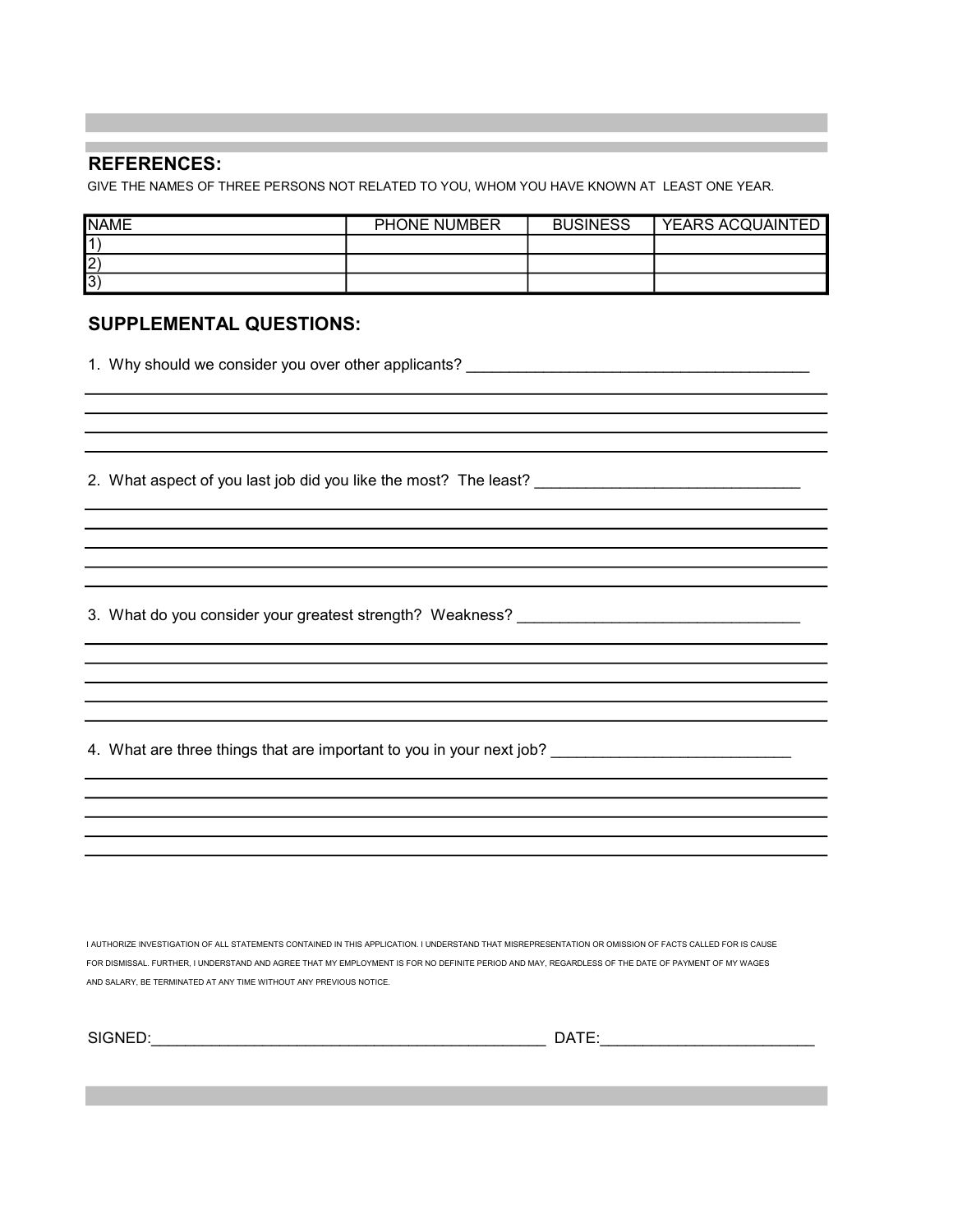## REFERENCES:

GIVE THE NAMES OF THREE PERSONS NOT RELATED TO YOU, WHOM YOU HAVE KNOWN AT LEAST ONE YEAR.

| NAME | PHONE NUMBER | BUSINESS | YEARS ACQUAINTED |
|---|---|---|---|
| 1) | | | |
| 2) | | | |
| 3) | | | |

## SUPPLEMENTAL QUESTIONS:

1. Why should we consider you over other applicants? ________________________________________

2. What aspect of you last job did you like the most? The least? ______________________________

3. What do you consider your greatest strength? Weakness? _________________________________

4. What are three things that are important to you in your next job? ___________________________

I AUTHORIZE INVESTIGATION OF ALL STATEMENTS CONTAINED IN THIS APPLICATION. I UNDERSTAND THAT MISREPRESENTATION OR OMISSION OF FACTS CALLED FOR IS CAUSE FOR DISMISSAL. FURTHER, I UNDERSTAND AND AGREE THAT MY EMPLOYMENT IS FOR NO DEFINITE PERIOD AND MAY, REGARDLESS OF THE DATE OF PAYMENT OF MY WAGES AND SALARY, BE TERMINATED AT ANY TIME WITHOUT ANY PREVIOUS NOTICE.

SIGNED:_____________________________________________ DATE:________________________